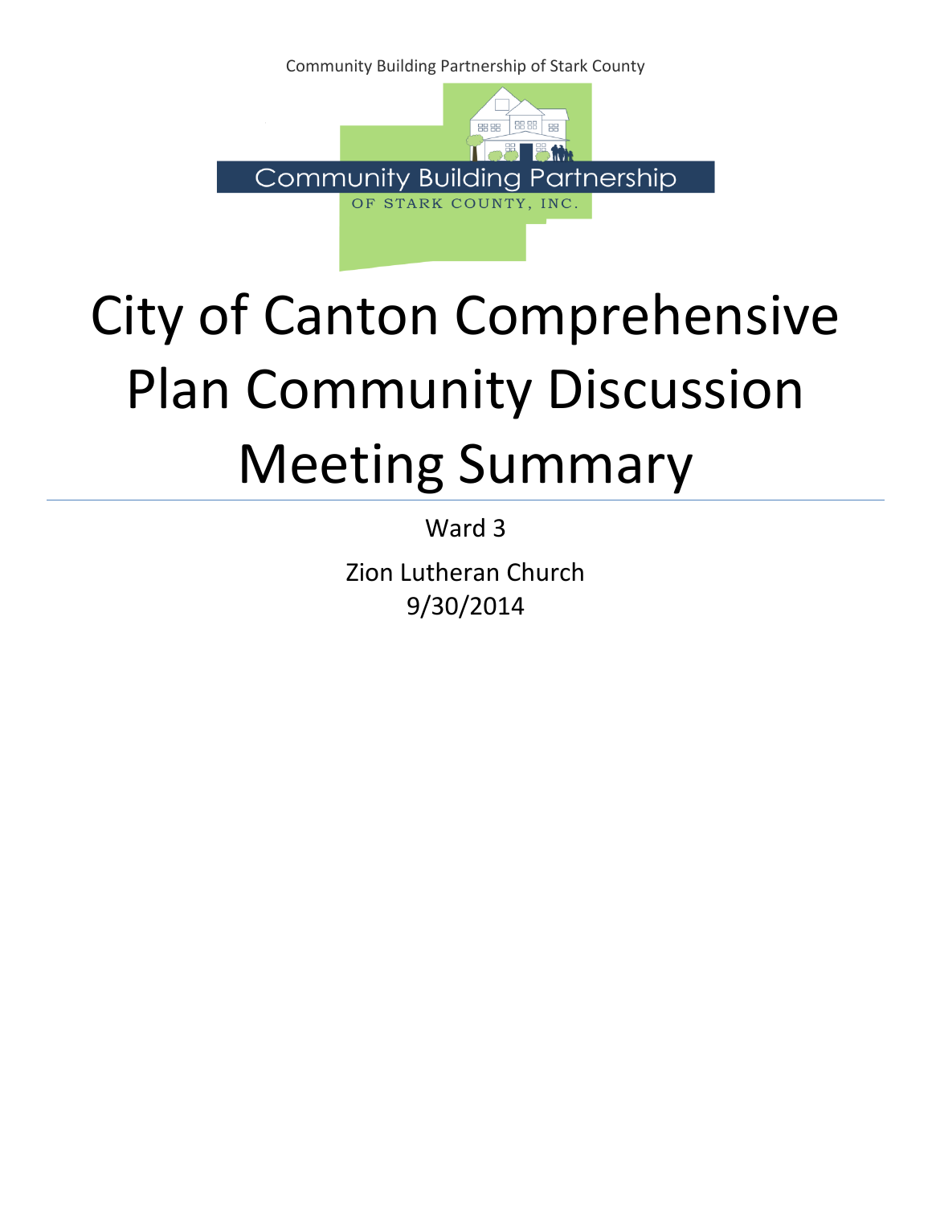Community Building Partnership of Stark County

Community Building Partnership

OF STARK COUNTY, INC.

# City of Canton Comprehensive Plan Community Discussion Meeting Summary

Ward 3

Zion Lutheran Church
9/30/2014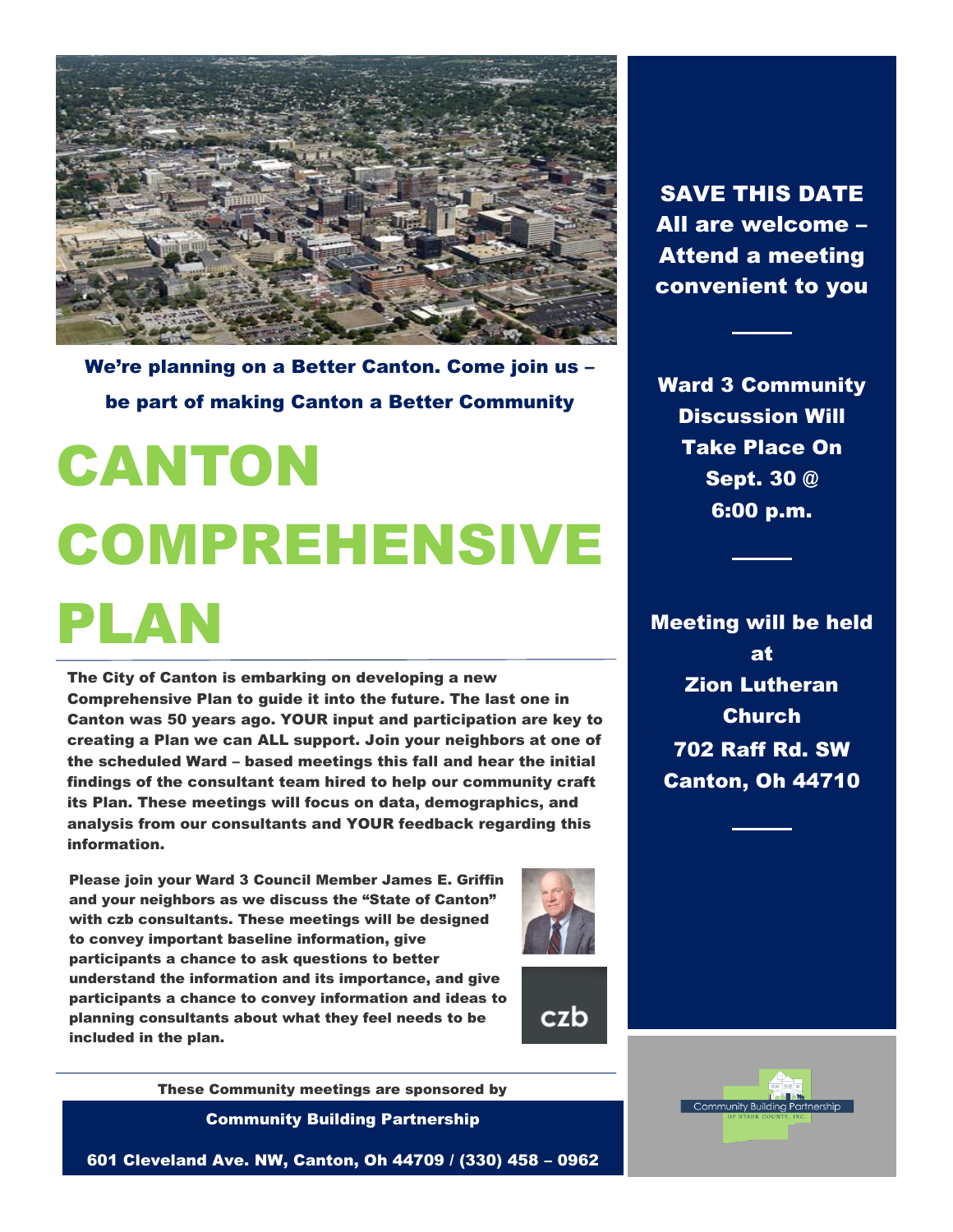**We're planning on a Better Canton. Come join us – be part of making Canton a Better Community**

# CANTON COMPREHENSIVE PLAN

**The City of Canton is embarking on developing a new Comprehensive Plan to guide it into the future. The last one in Canton was 50 years ago. YOUR input and participation are key to creating a Plan we can ALL support. Join your neighbors at one of the scheduled Ward – based meetings this fall and hear the initial findings of the consultant team hired to help our community craft its Plan. These meetings will focus on data, demographics, and analysis from our consultants and YOUR feedback regarding this information.**

**Please join your Ward 3 Council Member James E. Griffin and your neighbors as we discuss the "State of Canton" with czb consultants. These meetings will be designed to convey important baseline information, give participants a chance to ask questions to better understand the information and its importance, and give participants a chance to convey information and ideas to planning consultants about what they feel needs to be included in the plan.**

czb

**These Community meetings are sponsored by**

**Community Building Partnership**

**601 Cleveland Ave. NW, Canton, Oh 44709 / (330) 458 – 0962**

**SAVE THIS DATE**
**All are welcome – Attend a meeting convenient to you**

**Ward 3 Community Discussion Will Take Place On Sept. 30 @ 6:00 p.m.**

**Meeting will be held at**
**Zion Lutheran Church**
**702 Raff Rd. SW**
**Canton, Oh 44710**

Community Building Partnership OF STARK COUNTY, INC.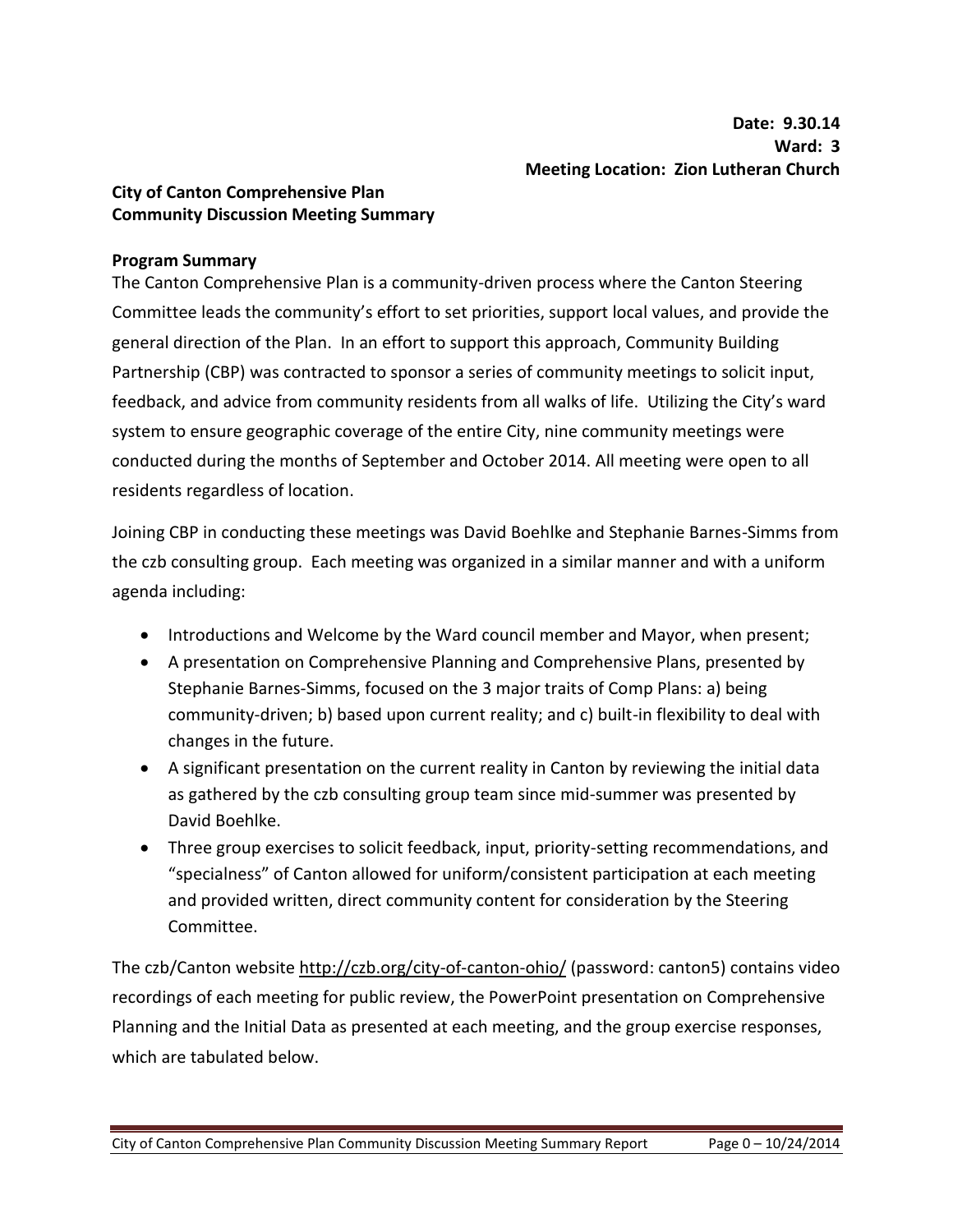**Date: 9.30.14**
**Ward: 3**
**Meeting Location: Zion Lutheran Church**

## City of Canton Comprehensive Plan
## Community Discussion Meeting Summary

### Program Summary

The Canton Comprehensive Plan is a community-driven process where the Canton Steering Committee leads the community's effort to set priorities, support local values, and provide the general direction of the Plan. In an effort to support this approach, Community Building Partnership (CBP) was contracted to sponsor a series of community meetings to solicit input, feedback, and advice from community residents from all walks of life. Utilizing the City's ward system to ensure geographic coverage of the entire City, nine community meetings were conducted during the months of September and October 2014. All meeting were open to all residents regardless of location.

Joining CBP in conducting these meetings was David Boehlke and Stephanie Barnes-Simms from the czb consulting group. Each meeting was organized in a similar manner and with a uniform agenda including:

- Introductions and Welcome by the Ward council member and Mayor, when present;
- A presentation on Comprehensive Planning and Comprehensive Plans, presented by Stephanie Barnes-Simms, focused on the 3 major traits of Comp Plans: a) being community-driven; b) based upon current reality; and c) built-in flexibility to deal with changes in the future.
- A significant presentation on the current reality in Canton by reviewing the initial data as gathered by the czb consulting group team since mid-summer was presented by David Boehlke.
- Three group exercises to solicit feedback, input, priority-setting recommendations, and "specialness" of Canton allowed for uniform/consistent participation at each meeting and provided written, direct community content for consideration by the Steering Committee.

The czb/Canton website http://czb.org/city-of-canton-ohio/ (password: canton5) contains video recordings of each meeting for public review, the PowerPoint presentation on Comprehensive Planning and the Initial Data as presented at each meeting, and the group exercise responses, which are tabulated below.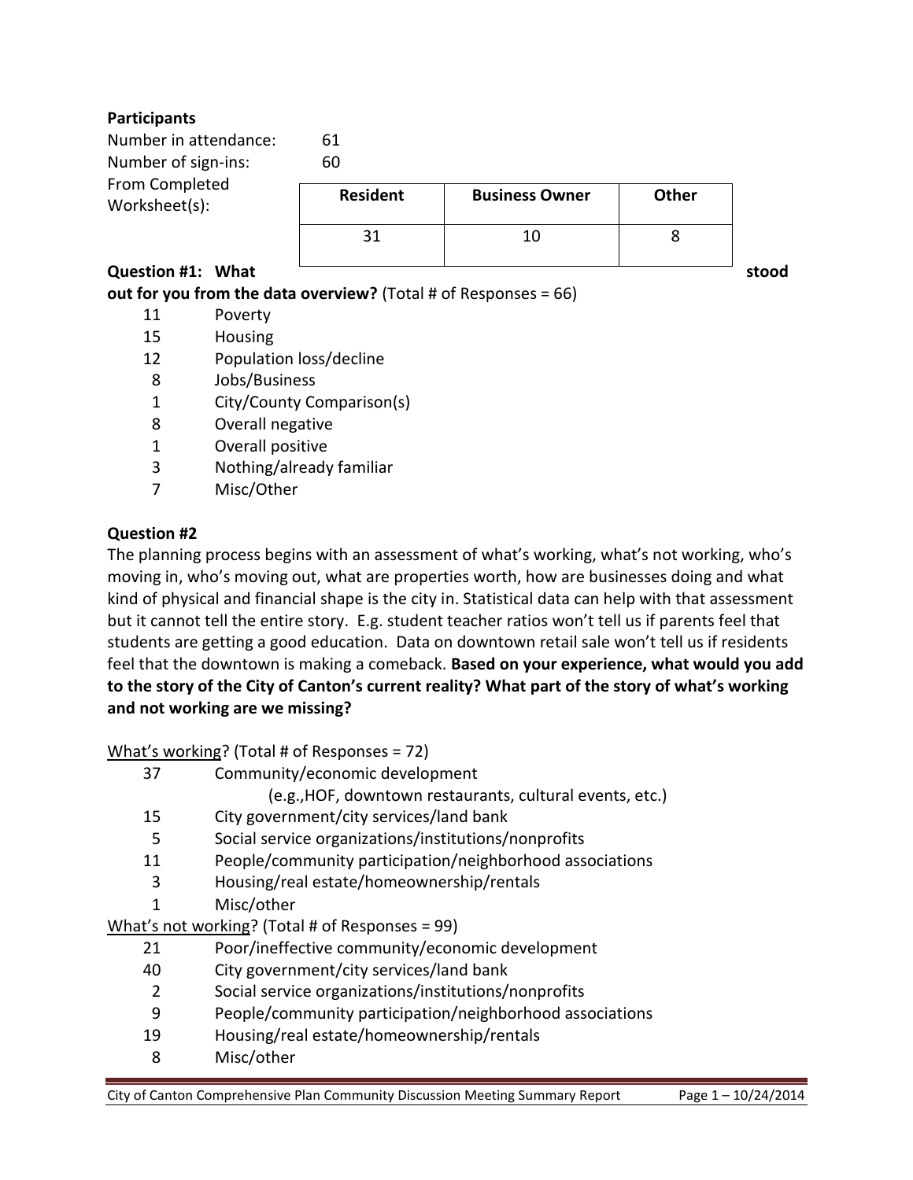**Participants**

Number in attendance: 61

Number of sign-ins: 60

From Completed Worksheet(s):

| Resident | Business Owner | Other |
|---|---|---|
| 31 | 10 | 8 |

**Question #1: What stood out for you from the data overview?** (Total # of Responses = 66)

- 11 Poverty
- 15 Housing
- 12 Population loss/decline
- 8 Jobs/Business
- 1 City/County Comparison(s)
- 8 Overall negative
- 1 Overall positive
- 3 Nothing/already familiar
- 7 Misc/Other

**Question #2**

The planning process begins with an assessment of what's working, what's not working, who's moving in, who's moving out, what are properties worth, how are businesses doing and what kind of physical and financial shape is the city in. Statistical data can help with that assessment but it cannot tell the entire story. E.g. student teacher ratios won't tell us if parents feel that students are getting a good education. Data on downtown retail sale won't tell us if residents feel that the downtown is making a comeback. **Based on your experience, what would you add to the story of the City of Canton's current reality? What part of the story of what's working and not working are we missing?**

What's working? (Total # of Responses = 72)

- 37 Community/economic development
  - (e.g.,HOF, downtown restaurants, cultural events, etc.)
- 15 City government/city services/land bank
- 5 Social service organizations/institutions/nonprofits
- 11 People/community participation/neighborhood associations
- 3 Housing/real estate/homeownership/rentals
- 1 Misc/other

What's not working? (Total # of Responses = 99)

- 21 Poor/ineffective community/economic development
- 40 City government/city services/land bank
- 2 Social service organizations/institutions/nonprofits
- 9 People/community participation/neighborhood associations
- 19 Housing/real estate/homeownership/rentals
- 8 Misc/other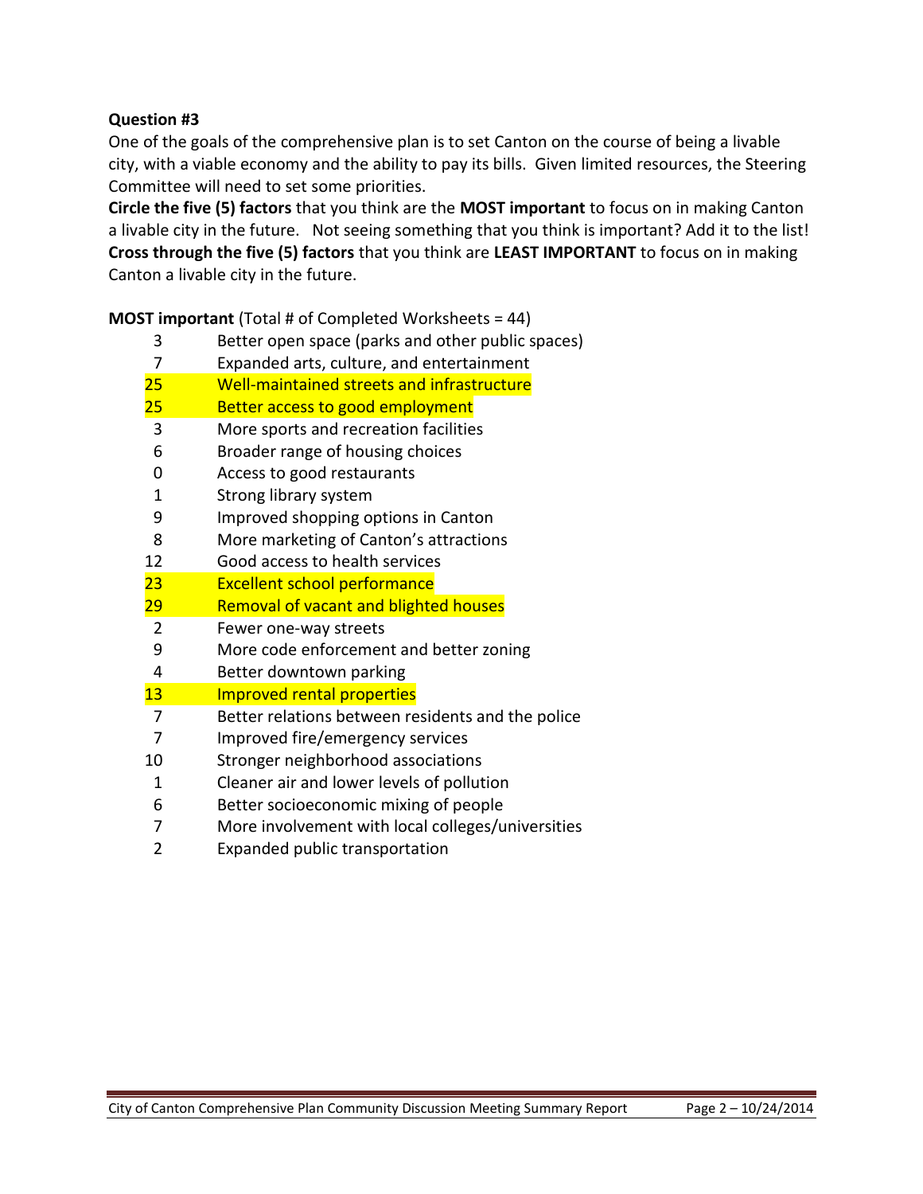### Question #3

One of the goals of the comprehensive plan is to set Canton on the course of being a livable city, with a viable economy and the ability to pay its bills. Given limited resources, the Steering Committee will need to set some priorities.

**Circle the five (5) factors** that you think are the **MOST important** to focus on in making Canton a livable city in the future. Not seeing something that you think is important? Add it to the list! **Cross through the five (5) factors** that you think are **LEAST IMPORTANT** to focus on in making Canton a livable city in the future.

**MOST important** (Total # of Completed Worksheets = 44)

| Count | Factor |
|---|---|
| 3 | Better open space (parks and other public spaces) |
| 7 | Expanded arts, culture, and entertainment |
| 25 | Well-maintained streets and infrastructure |
| 25 | Better access to good employment |
| 3 | More sports and recreation facilities |
| 6 | Broader range of housing choices |
| 0 | Access to good restaurants |
| 1 | Strong library system |
| 9 | Improved shopping options in Canton |
| 8 | More marketing of Canton's attractions |
| 12 | Good access to health services |
| 23 | Excellent school performance |
| 29 | Removal of vacant and blighted houses |
| 2 | Fewer one-way streets |
| 9 | More code enforcement and better zoning |
| 4 | Better downtown parking |
| 13 | Improved rental properties |
| 7 | Better relations between residents and the police |
| 7 | Improved fire/emergency services |
| 10 | Stronger neighborhood associations |
| 1 | Cleaner air and lower levels of pollution |
| 6 | Better socioeconomic mixing of people |
| 7 | More involvement with local colleges/universities |
| 2 | Expanded public transportation |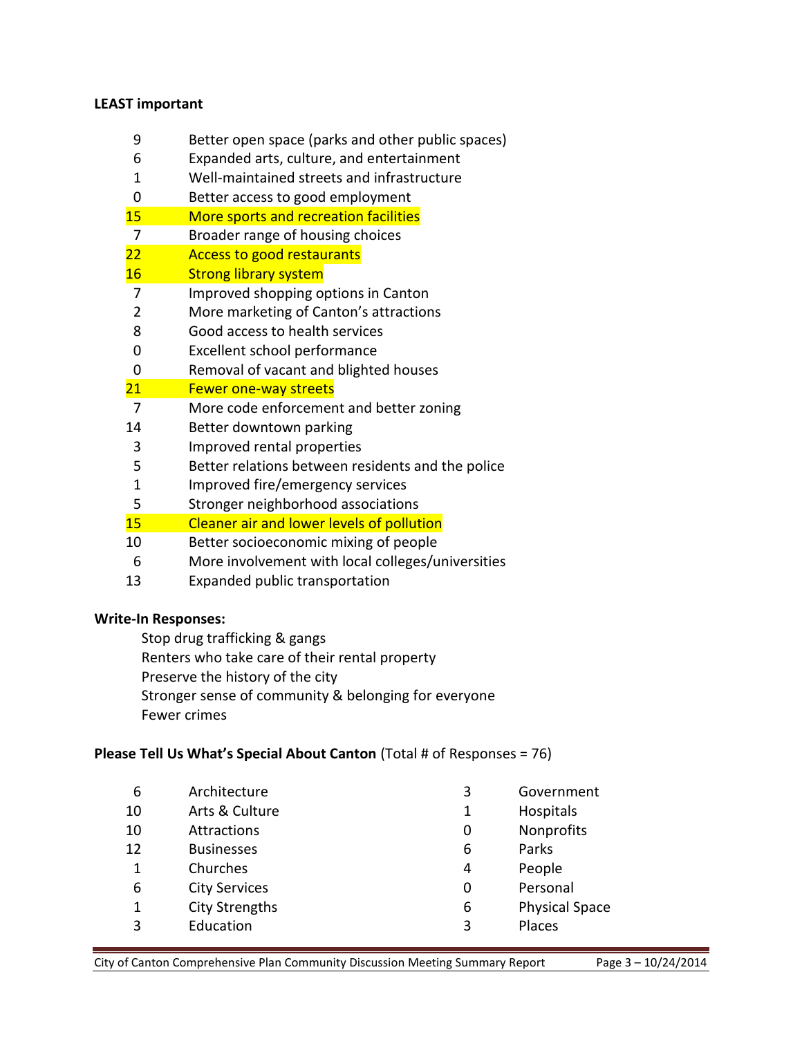**LEAST important**

| | |
|---|---|
| 9 | Better open space (parks and other public spaces) |
| 6 | Expanded arts, culture, and entertainment |
| 1 | Well-maintained streets and infrastructure |
| 0 | Better access to good employment |
| 15 | More sports and recreation facilities |
| 7 | Broader range of housing choices |
| 22 | Access to good restaurants |
| 16 | Strong library system |
| 7 | Improved shopping options in Canton |
| 2 | More marketing of Canton's attractions |
| 8 | Good access to health services |
| 0 | Excellent school performance |
| 0 | Removal of vacant and blighted houses |
| 21 | Fewer one-way streets |
| 7 | More code enforcement and better zoning |
| 14 | Better downtown parking |
| 3 | Improved rental properties |
| 5 | Better relations between residents and the police |
| 1 | Improved fire/emergency services |
| 5 | Stronger neighborhood associations |
| 15 | Cleaner air and lower levels of pollution |
| 10 | Better socioeconomic mixing of people |
| 6 | More involvement with local colleges/universities |
| 13 | Expanded public transportation |

**Write-In Responses:**

- Stop drug trafficking & gangs
- Renters who take care of their rental property
- Preserve the history of the city
- Stronger sense of community & belonging for everyone
- Fewer crimes

**Please Tell Us What's Special About Canton** (Total # of Responses = 76)

| | | | |
|---|---|---|---|
| 6 | Architecture | 3 | Government |
| 10 | Arts & Culture | 1 | Hospitals |
| 10 | Attractions | 0 | Nonprofits |
| 12 | Businesses | 6 | Parks |
| 1 | Churches | 4 | People |
| 6 | City Services | 0 | Personal |
| 1 | City Strengths | 6 | Physical Space |
| 3 | Education | 3 | Places |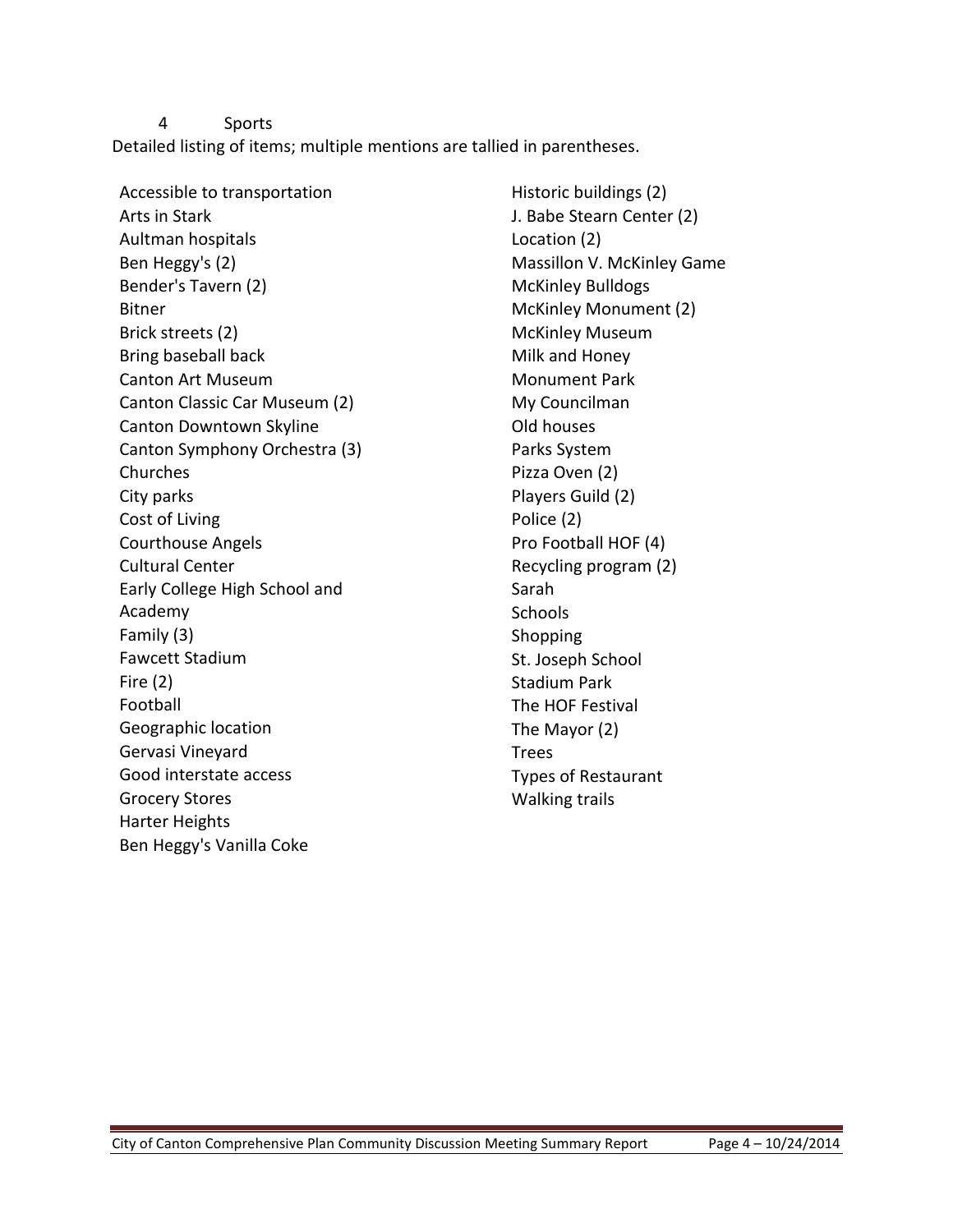4 Sports

Detailed listing of items; multiple mentions are tallied in parentheses.

- Accessible to transportation
- Arts in Stark
- Aultman hospitals
- Ben Heggy's (2)
- Bender's Tavern (2)
- Bitner
- Brick streets (2)
- Bring baseball back
- Canton Art Museum
- Canton Classic Car Museum (2)
- Canton Downtown Skyline
- Canton Symphony Orchestra (3)
- Churches
- City parks
- Cost of Living
- Courthouse Angels
- Cultural Center
- Early College High School and Academy
- Family (3)
- Fawcett Stadium
- Fire (2)
- Football
- Geographic location
- Gervasi Vineyard
- Good interstate access
- Grocery Stores
- Harter Heights
- Ben Heggy's Vanilla Coke
- Historic buildings (2)
- J. Babe Stearn Center (2)
- Location (2)
- Massillon V. McKinley Game
- McKinley Bulldogs
- McKinley Monument (2)
- McKinley Museum
- Milk and Honey
- Monument Park
- My Councilman
- Old houses
- Parks System
- Pizza Oven (2)
- Players Guild (2)
- Police (2)
- Pro Football HOF (4)
- Recycling program (2)
- Sarah
- Schools
- Shopping
- St. Joseph School
- Stadium Park
- The HOF Festival
- The Mayor (2)
- Trees
- Types of Restaurant
- Walking trails